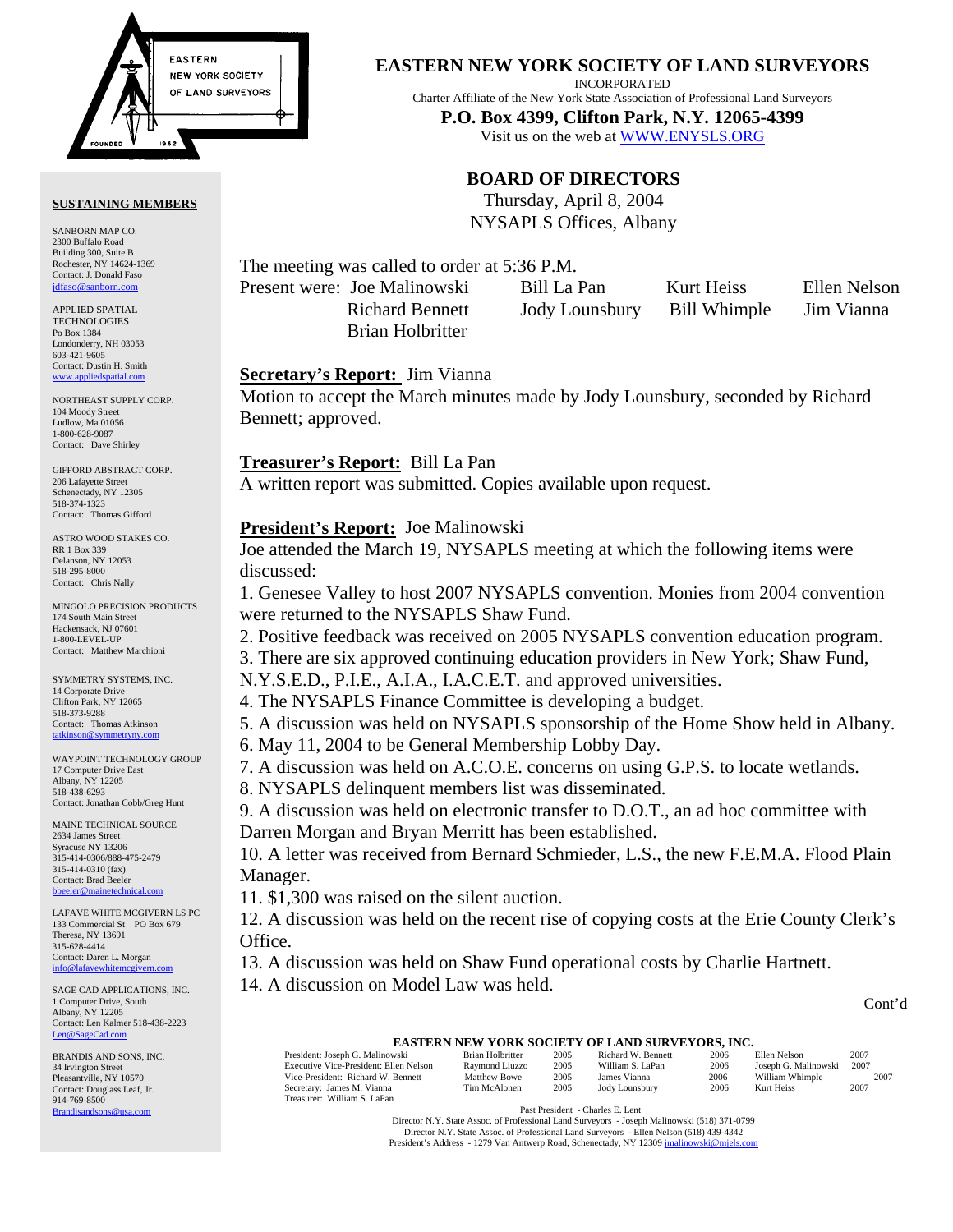# EASTERN NEW YORK SOCIETY OF LAND SURVEYORS

INCORPORATED

Charter Affiliate of the New York State Association of Professional Land Surveyors

**P.O. Box 4399, Clifton Park, N.Y. 12065-4399**

Visit us on the web at WWW.ENYSLS.ORG

## BOARD OF DIRECTORS

Thursday, April 8, 2004

NYSAPLS Offices, Albany

The meeting was called to order at 5:36 P.M.

Present were: Joe Malinowski, Bill La Pan, Kurt Heiss, Ellen Nelson, Richard Bennett, Jody Lounsbury, Bill Whimple, Jim Vianna, Brian Holbritter

**Secretary's Report:** Jim Vianna

Motion to accept the March minutes made by Jody Lounsbury, seconded by Richard Bennett; approved.

**Treasurer's Report:** Bill La Pan

A written report was submitted. Copies available upon request.

**President's Report:** Joe Malinowski

Joe attended the March 19, NYSAPLS meeting at which the following items were discussed:

1. Genesee Valley to host 2007 NYSAPLS convention. Monies from 2004 convention were returned to the NYSAPLS Shaw Fund.
2. Positive feedback was received on 2005 NYSAPLS convention education program.
3. There are six approved continuing education providers in New York; Shaw Fund, N.Y.S.E.D., P.I.E., A.I.A., I.A.C.E.T. and approved universities.
4. The NYSAPLS Finance Committee is developing a budget.
5. A discussion was held on NYSAPLS sponsorship of the Home Show held in Albany.
6. May 11, 2004 to be General Membership Lobby Day.
7. A discussion was held on A.C.O.E. concerns on using G.P.S. to locate wetlands.
8. NYSAPLS delinquent members list was disseminated.
9. A discussion was held on electronic transfer to D.O.T., an ad hoc committee with Darren Morgan and Bryan Merritt has been established.
10. A letter was received from Bernard Schmieder, L.S., the new F.E.M.A. Flood Plain Manager.
11. $1,300 was raised on the silent auction.
12. A discussion was held on the recent rise of copying costs at the Erie County Clerk's Office.
13. A discussion was held on Shaw Fund operational costs by Charlie Hartnett.
14. A discussion on Model Law was held.

Cont'd

**SUSTAINING MEMBERS**

SANBORN MAP CO.
2300 Buffalo Road
Building 300, Suite B
Rochester, NY 14624-1369
Contact: J. Donald Faso
jdfaso@sanborn.com

APPLIED SPATIAL TECHNOLOGIES
Po Box 1384
Londonderry, NH 03053
603-421-9605
Contact: Dustin H. Smith
www.appliedspatial.com

NORTHEAST SUPPLY CORP.
104 Moody Street
Ludlow, Ma 01056
1-800-628-9087
Contact: Dave Shirley

GIFFORD ABSTRACT CORP.
206 Lafayette Street
Schenectady, NY 12305
518-374-1323
Contact: Thomas Gifford

ASTRO WOOD STAKES CO.
RR 1 Box 339
Delanson, NY 12053
518-295-8000
Contact: Chris Nally

MINGOLO PRECISION PRODUCTS
174 South Main Street
Hackensack, NJ 07601
1-800-LEVEL-UP
Contact: Matthew Marchioni

SYMMETRY SYSTEMS, INC.
14 Corporate Drive
Clifton Park, NY 12065
518-373-9288
Contact: Thomas Atkinson
tatkinson@symmetryny.com

WAYPOINT TECHNOLOGY GROUP
17 Computer Drive East
Albany, NY 12205
518-438-6293
Contact: Jonathan Cobb/Greg Hunt

MAINE TECHNICAL SOURCE
2634 James Street
Syracuse NY 13206
315-414-0306/888-475-2479
315-414-0310 (fax)
Contact: Brad Beeler
bbeeler@mainetechnical.com

LAFAVE WHITE MCGIVERN LS PC
133 Commercial St PO Box 679
Theresa, NY 13691
315-628-4414
Contact: Daren L. Morgan
info@lafavewhitemcgivern.com

SAGE CAD APPLICATIONS, INC.
1 Computer Drive, South
Albany, NY 12205
Contact: Len Kalmer 518-438-2223
Len@SageCad.com

BRANDIS AND SONS, INC.
34 Irvington Street
Pleasantville, NY 10570
Contact: Douglass Leaf, Jr.
914-769-8500
Brandisandsons@usa.com

**EASTERN NEW YORK SOCIETY OF LAND SURVEYORS, INC.**

| Officers | Director | Term | Director | Term | Director | Term |
|---|---|---|---|---|---|---|
| President: Joseph G. Malinowski | Brian Holbritter | 2005 | Richard W. Bennett | 2006 | Ellen Nelson | 2007 |
| Executive Vice-President: Ellen Nelson | Raymond Liuzzo | 2005 | William S. LaPan | 2006 | Joseph G. Malinowski | 2007 |
| Vice-President: Richard W. Bennett | Matthew Bowe | 2005 | James Vianna | 2006 | William Whimple | 2007 |
| Secretary: James M. Vianna | Tim McAlonen | 2005 | Jody Lounsbury | 2006 | Kurt Heiss | 2007 |
| Treasurer: William S. LaPan | | | | | | |

Past President - Charles E. Lent

Director N.Y. State Assoc. of Professional Land Surveyors - Joseph Malinowski (518) 371-0799

Director N.Y. State Assoc. of Professional Land Surveyors - Ellen Nelson (518) 439-4342

President's Address - 1279 Van Antwerp Road, Schenectady, NY 12309 jmalinowski@mjels.com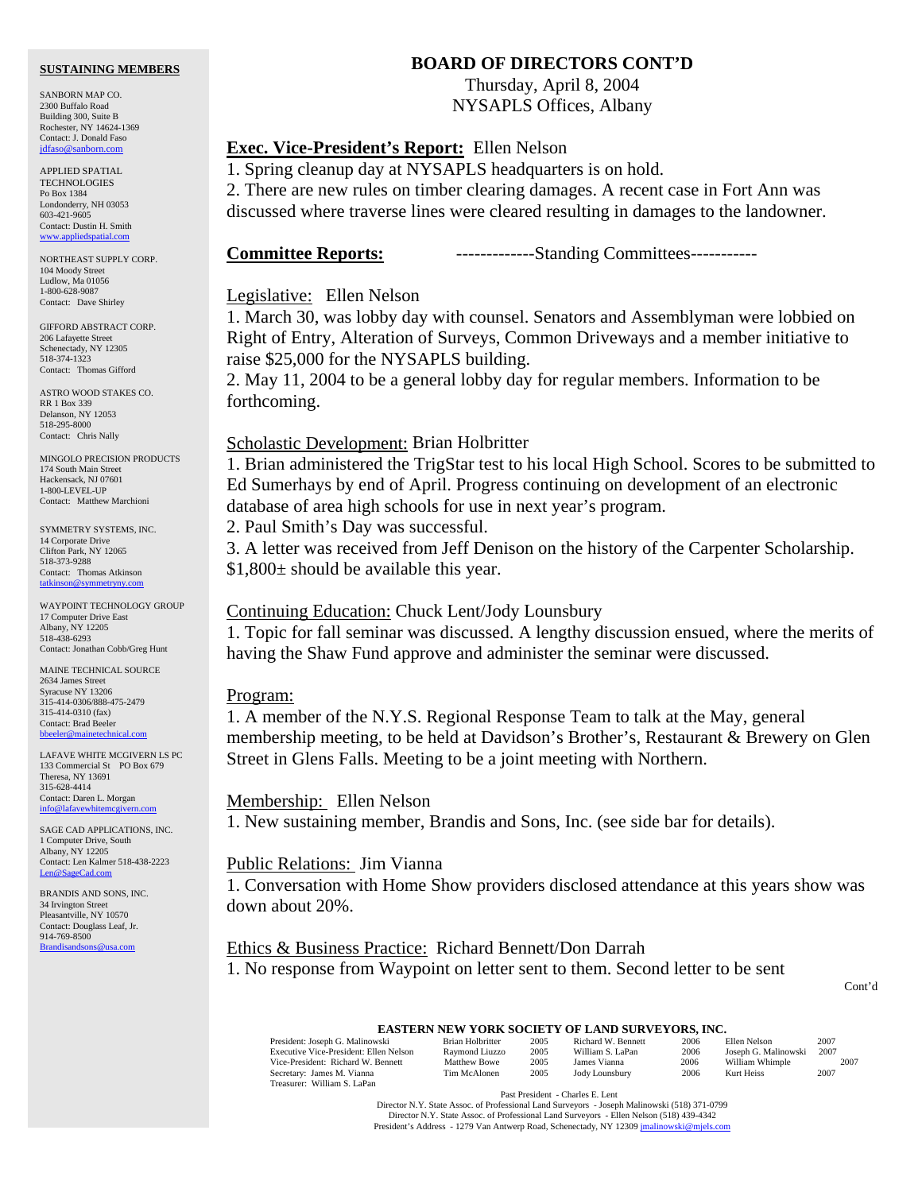## SUSTAINING MEMBERS

SANBORN MAP CO.
2300 Buffalo Road
Building 300, Suite B
Rochester, NY 14624-1369
Contact: J. Donald Faso
jdfaso@sanborn.com

APPLIED SPATIAL TECHNOLOGIES
Po Box 1384
Londonderry, NH 03053
603-421-9605
Contact: Dustin H. Smith
www.appliedspatial.com

NORTHEAST SUPPLY CORP.
104 Moody Street
Ludlow, Ma 01056
1-800-628-9087
Contact: Dave Shirley

GIFFORD ABSTRACT CORP.
206 Lafayette Street
Schenectady, NY 12305
518-374-1323
Contact: Thomas Gifford

ASTRO WOOD STAKES CO.
RR 1 Box 339
Delanson, NY 12053
518-295-8000
Contact: Chris Nally

MINGOLO PRECISION PRODUCTS
174 South Main Street
Hackensack, NJ 07601
1-800-LEVEL-UP
Contact: Matthew Marchioni

SYMMETRY SYSTEMS, INC.
14 Corporate Drive
Clifton Park, NY 12065
518-373-9288
Contact: Thomas Atkinson
tatkinson@symmetryny.com

WAYPOINT TECHNOLOGY GROUP
17 Computer Drive East
Albany, NY 12205
518-438-6293
Contact: Jonathan Cobb/Greg Hunt

MAINE TECHNICAL SOURCE
2634 James Street
Syracuse NY 13206
315-414-0306/888-475-2479
315-414-0310 (fax)
Contact: Brad Beeler
bbeeler@mainetechnical.com

LAFAVE WHITE MCGIVERN LS PC
133 Commercial St PO Box 679
Theresa, NY 13691
315-628-4414
Contact: Daren L. Morgan
info@lafavewhitemcgivern.com

SAGE CAD APPLICATIONS, INC.
1 Computer Drive, South
Albany, NY 12205
Contact: Len Kalmer 518-438-2223
Len@SageCad.com

BRANDIS AND SONS, INC.
34 Irvington Street
Pleasantville, NY 10570
Contact: Douglass Leaf, Jr.
914-769-8500
Brandisandsons@usa.com

# BOARD OF DIRECTORS CONT'D

Thursday, April 8, 2004
NYSAPLS Offices, Albany

**Exec. Vice-President's Report:** Ellen Nelson

1. Spring cleanup day at NYSAPLS headquarters is on hold.
2. There are new rules on timber clearing damages. A recent case in Fort Ann was discussed where traverse lines were cleared resulting in damages to the landowner.

**Committee Reports:** -------------Standing Committees-----------

Legislative: Ellen Nelson

1. March 30, was lobby day with counsel. Senators and Assemblyman were lobbied on Right of Entry, Alteration of Surveys, Common Driveways and a member initiative to raise $25,000 for the NYSAPLS building.
2. May 11, 2004 to be a general lobby day for regular members. Information to be forthcoming.

Scholastic Development: Brian Holbritter

1. Brian administered the TrigStar test to his local High School. Scores to be submitted to Ed Sumerhays by end of April. Progress continuing on development of an electronic database of area high schools for use in next year's program.
2. Paul Smith's Day was successful.
3. A letter was received from Jeff Denison on the history of the Carpenter Scholarship. $1,800± should be available this year.

Continuing Education: Chuck Lent/Jody Lounsbury

1. Topic for fall seminar was discussed. A lengthy discussion ensued, where the merits of having the Shaw Fund approve and administer the seminar were discussed.

Program:

1. A member of the N.Y.S. Regional Response Team to talk at the May, general membership meeting, to be held at Davidson's Brother's, Restaurant & Brewery on Glen Street in Glens Falls. Meeting to be a joint meeting with Northern.

Membership: Ellen Nelson

1. New sustaining member, Brandis and Sons, Inc. (see side bar for details).

Public Relations: Jim Vianna

1. Conversation with Home Show providers disclosed attendance at this years show was down about 20%.

Ethics & Business Practice: Richard Bennett/Don Darrah

1. No response from Waypoint on letter sent to them. Second letter to be sent

Cont'd

**EASTERN NEW YORK SOCIETY OF LAND SURVEYORS, INC.**

| Officers | Director | Term | Director | Term | Director | Term |
|---|---|---|---|---|---|---|
| President: Joseph G. Malinowski | Brian Holbritter | 2005 | Richard W. Bennett | 2006 | Ellen Nelson | 2007 |
| Executive Vice-President: Ellen Nelson | Raymond Liuzzo | 2005 | William S. LaPan | 2006 | Joseph G. Malinowski | 2007 |
| Vice-President: Richard W. Bennett | Matthew Bowe | 2005 | James Vianna | 2006 | William Whimple | 2007 |
| Secretary: James M. Vianna | Tim McAlonen | 2005 | Jody Lounsbury | 2006 | Kurt Heiss | 2007 |
| Treasurer: William S. LaPan | | | | | | |

Past President - Charles E. Lent
Director N.Y. State Assoc. of Professional Land Surveyors - Joseph Malinowski (518) 371-0799
Director N.Y. State Assoc. of Professional Land Surveyors - Ellen Nelson (518) 439-4342
President's Address - 1279 Van Antwerp Road, Schenectady, NY 12309 jmalinowski@mjels.com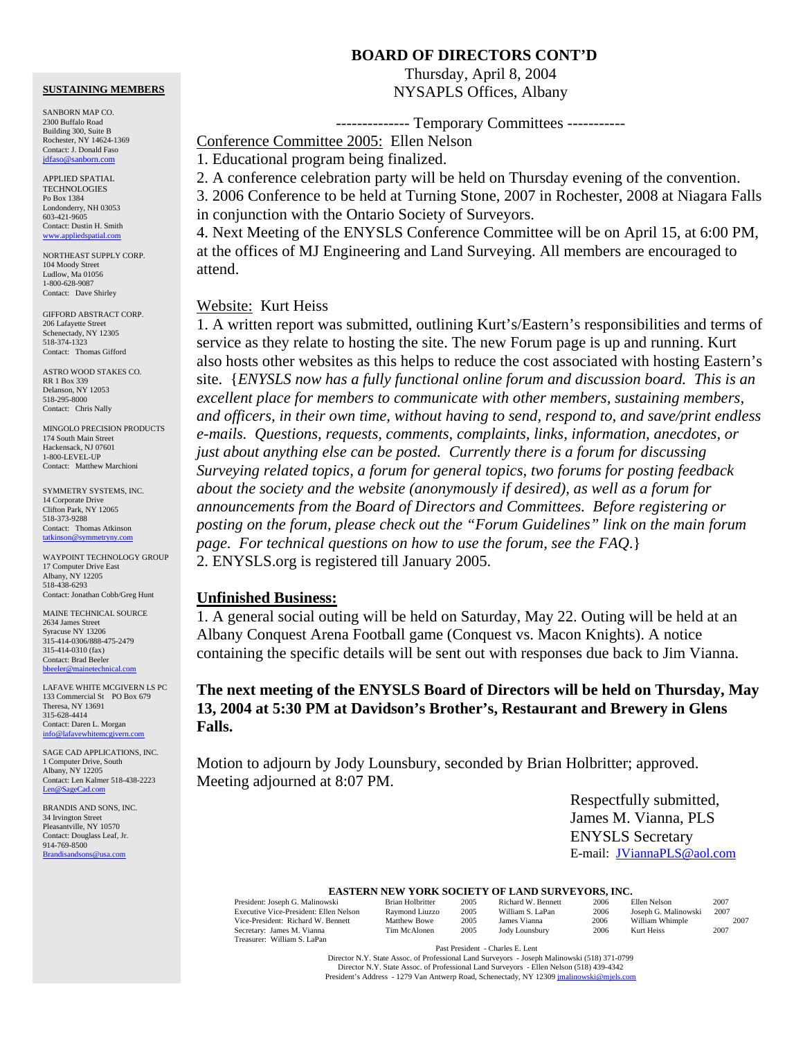## BOARD OF DIRECTORS CONT'D

Thursday, April 8, 2004
NYSAPLS Offices, Albany

-------------- Temporary Committees -----------

Conference Committee 2005: Ellen Nelson

1. Educational program being finalized.
2. A conference celebration party will be held on Thursday evening of the convention.
3. 2006 Conference to be held at Turning Stone, 2007 in Rochester, 2008 at Niagara Falls in conjunction with the Ontario Society of Surveyors.
4. Next Meeting of the ENYSLS Conference Committee will be on April 15, at 6:00 PM, at the offices of MJ Engineering and Land Surveying. All members are encouraged to attend.

Website: Kurt Heiss

1. A written report was submitted, outlining Kurt's/Eastern's responsibilities and terms of service as they relate to hosting the site. The new Forum page is up and running. Kurt also hosts other websites as this helps to reduce the cost associated with hosting Eastern's site. {*ENYSLS now has a fully functional online forum and discussion board. This is an excellent place for members to communicate with other members, sustaining members, and officers, in their own time, without having to send, respond to, and save/print endless e-mails. Questions, requests, comments, complaints, links, information, anecdotes, or just about anything else can be posted. Currently there is a forum for discussing Surveying related topics, a forum for general topics, two forums for posting feedback about the society and the website (anonymously if desired), as well as a forum for announcements from the Board of Directors and Committees. Before registering or posting on the forum, please check out the "Forum Guidelines" link on the main forum page. For technical questions on how to use the forum, see the FAQ.*}
2. ENYSLS.org is registered till January 2005.

**Unfinished Business:**

1. A general social outing will be held on Saturday, May 22. Outing will be held at an Albany Conquest Arena Football game (Conquest vs. Macon Knights). A notice containing the specific details will be sent out with responses due back to Jim Vianna.

**The next meeting of the ENYSLS Board of Directors will be held on Thursday, May 13, 2004 at 5:30 PM at Davidson's Brother's, Restaurant and Brewery in Glens Falls.**

Motion to adjourn by Jody Lounsbury, seconded by Brian Holbritter; approved.
Meeting adjourned at 8:07 PM.

Respectfully submitted,
James M. Vianna, PLS
ENYSLS Secretary
E-mail: JViannaPLS@aol.com

**SUSTAINING MEMBERS**

SANBORN MAP CO.
2300 Buffalo Road
Building 300, Suite B
Rochester, NY 14624-1369
Contact: J. Donald Faso
jdfaso@sanborn.com

APPLIED SPATIAL TECHNOLOGIES
Po Box 1384
Londonderry, NH 03053
603-421-9605
Contact: Dustin H. Smith
www.appliedspatial.com

NORTHEAST SUPPLY CORP.
104 Moody Street
Ludlow, Ma 01056
1-800-628-9087
Contact: Dave Shirley

GIFFORD ABSTRACT CORP.
206 Lafayette Street
Schenectady, NY 12305
518-374-1323
Contact: Thomas Gifford

ASTRO WOOD STAKES CO.
RR 1 Box 339
Delanson, NY 12053
518-295-8000
Contact: Chris Nally

MINGOLO PRECISION PRODUCTS
174 South Main Street
Hackensack, NJ 07601
1-800-LEVEL-UP
Contact: Matthew Marchioni

SYMMETRY SYSTEMS, INC.
14 Corporate Drive
Clifton Park, NY 12065
518-373-9288
Contact: Thomas Atkinson
tatkinson@symmetryny.com

WAYPOINT TECHNOLOGY GROUP
17 Computer Drive East
Albany, NY 12205
518-438-6293
Contact: Jonathan Cobb/Greg Hunt

MAINE TECHNICAL SOURCE
2634 James Street
Syracuse NY 13206
315-414-0306/888-475-2479
315-414-0310 (fax)
Contact: Brad Beeler
bbeeler@mainetechnical.com

LAFAVE WHITE MCGIVERN LS PC
133 Commercial St PO Box 679
Theresa, NY 13691
315-628-4414
Contact: Daren L. Morgan
info@lafavewhitemcgivern.com

SAGE CAD APPLICATIONS, INC.
1 Computer Drive, South
Albany, NY 12205
Contact: Len Kalmer 518-438-2223
Len@SageCad.com

BRANDIS AND SONS, INC.
34 Irvington Street
Pleasantville, NY 10570
Contact: Douglass Leaf, Jr.
914-769-8500
Brandisandsons@usa.com

**EASTERN NEW YORK SOCIETY OF LAND SURVEYORS, INC.**

| | | | | | | | |
|---|---|---|---|---|---|---|---|
| President: Joseph G. Malinowski | Brian Holbritter | 2005 | Richard W. Bennett | 2006 | Ellen Nelson | 2007 |
| Executive Vice-President: Ellen Nelson | Raymond Liuzzo | 2005 | William S. LaPan | 2006 | Joseph G. Malinowski | 2007 |
| Vice-President: Richard W. Bennett | Matthew Bowe | 2005 | James Vianna | 2006 | William Whimple | 2007 |
| Secretary: James M. Vianna | Tim McAlonen | 2005 | Jody Lounsbury | 2006 | Kurt Heiss | 2007 |
| Treasurer: William S. LaPan | | | | | | |

Past President - Charles E. Lent
Director N.Y. State Assoc. of Professional Land Surveyors - Joseph Malinowski (518) 371-0799
Director N.Y. State Assoc. of Professional Land Surveyors - Ellen Nelson (518) 439-4342
President's Address - 1279 Van Antwerp Road, Schenectady, NY 12309 jmalinowski@mjels.com